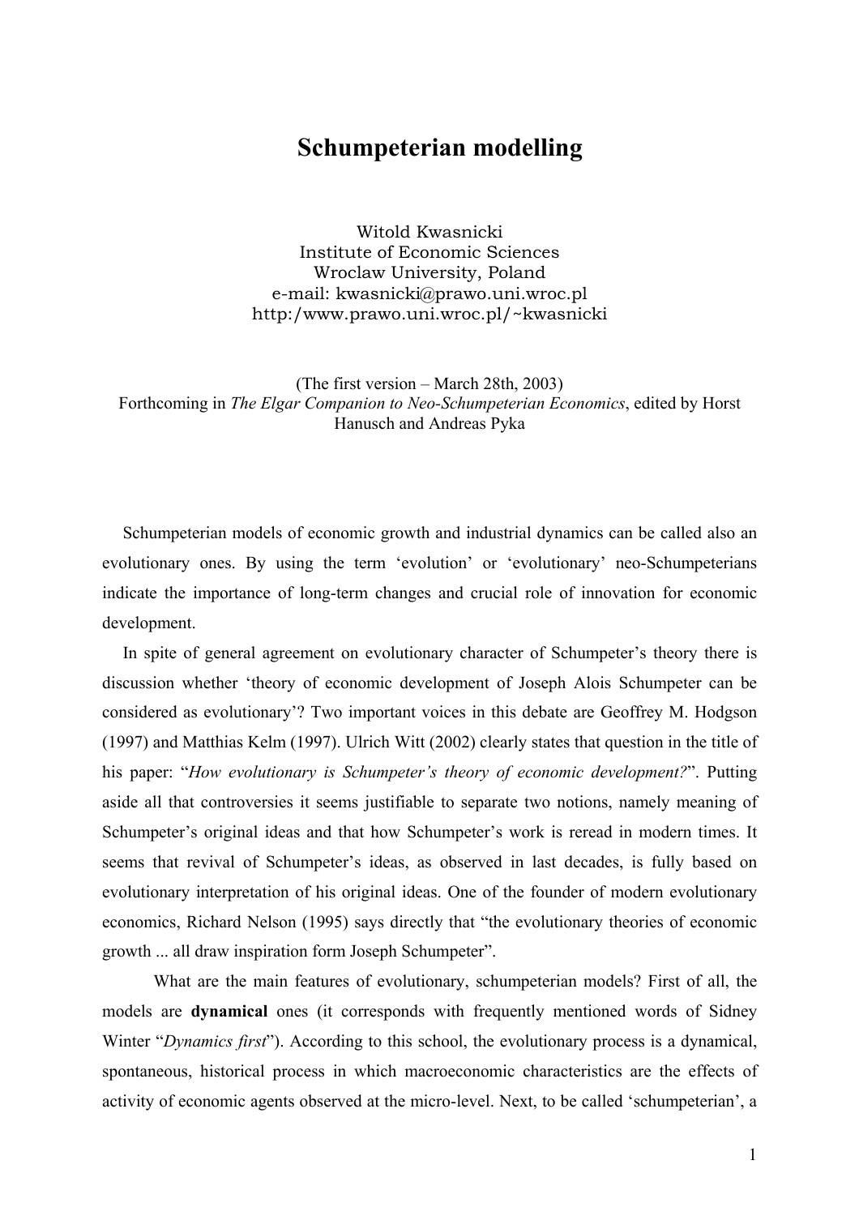# Schumpeterian modelling

Witold Kwasnicki
Institute of Economic Sciences
Wroclaw University, Poland
e-mail: kwasnicki@prawo.uni.wroc.pl
http:/www.prawo.uni.wroc.pl/~kwasnicki

(The first version – March 28th, 2003)
Forthcoming in *The Elgar Companion to Neo-Schumpeterian Economics*, edited by Horst Hanusch and Andreas Pyka

Schumpeterian models of economic growth and industrial dynamics can be called also an evolutionary ones. By using the term 'evolution' or 'evolutionary' neo-Schumpeterians indicate the importance of long-term changes and crucial role of innovation for economic development.

In spite of general agreement on evolutionary character of Schumpeter's theory there is discussion whether 'theory of economic development of Joseph Alois Schumpeter can be considered as evolutionary'? Two important voices in this debate are Geoffrey M. Hodgson (1997) and Matthias Kelm (1997). Ulrich Witt (2002) clearly states that question in the title of his paper: "*How evolutionary is Schumpeter's theory of economic development?*". Putting aside all that controversies it seems justifiable to separate two notions, namely meaning of Schumpeter's original ideas and that how Schumpeter's work is reread in modern times. It seems that revival of Schumpeter's ideas, as observed in last decades, is fully based on evolutionary interpretation of his original ideas. One of the founder of modern evolutionary economics, Richard Nelson (1995) says directly that "the evolutionary theories of economic growth ... all draw inspiration form Joseph Schumpeter".

What are the main features of evolutionary, schumpeterian models? First of all, the models are **dynamical** ones (it corresponds with frequently mentioned words of Sidney Winter "*Dynamics first*"). According to this school, the evolutionary process is a dynamical, spontaneous, historical process in which macroeconomic characteristics are the effects of activity of economic agents observed at the micro-level. Next, to be called 'schumpeterian', a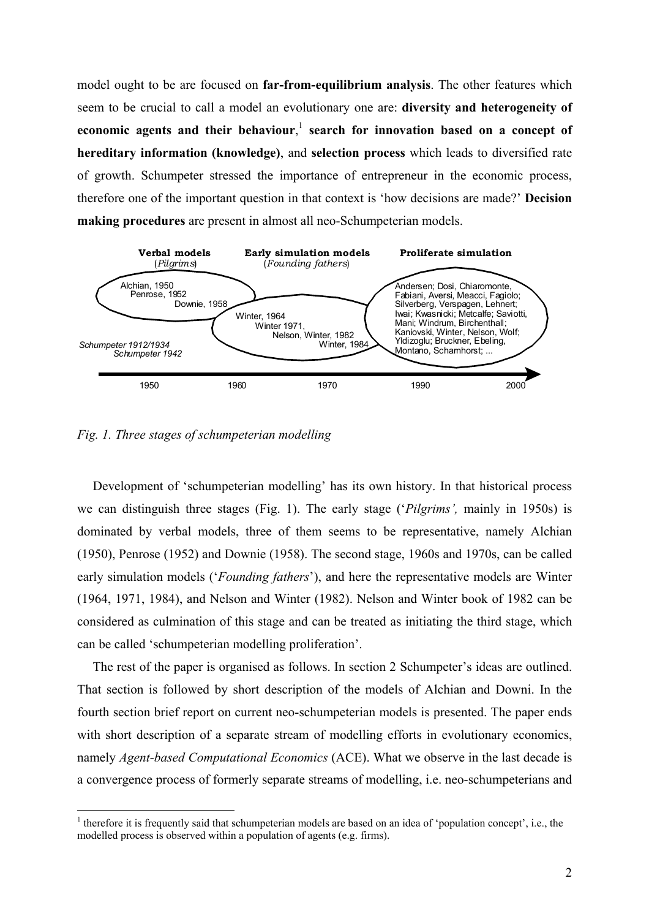model ought to be are focused on **far-from-equilibrium analysis**. The other features which seem to be crucial to call a model an evolutionary one are: **diversity and heterogeneity of economic agents and their behaviour**,[1] **search for innovation based on a concept of hereditary information (knowledge)**, and **selection process** which leads to diversified rate of growth. Schumpeter stressed the importance of entrepreneur in the economic process, therefore one of the important question in that context is 'how decisions are made?' **Decision making procedures** are present in almost all neo-Schumpeterian models.

**Verbal models** (*Pilgrims*) — Alchian, 1950; Penrose, 1952; Downie, 1958

**Early simulation models** (*Founding fathers*) — Winter, 1964; Winter 1971, Nelson, Winter, 1982; Winter, 1984

**Proliferate simulation** — Andersen; Dosi, Chiaromonte, Fabiani, Aversi, Meacci, Fagiolo; Silverberg, Verspagen, Lehnert; Iwai; Kwasnicki; Metcalfe; Saviotti, Mani; Windrum, Birchenthall; Kaniovski, Winter, Nelson, Wolf; Yldizoglu; Bruckner, Ebeling, Montano, Scharnhorst; ...

*Schumpeter 1912/1934*
*Schumpeter 1942*

1950 — 1960 — 1970 — 1990 — 2000

*Fig. 1. Three stages of schumpeterian modelling*

Development of 'schumpeterian modelling' has its own history. In that historical process we can distinguish three stages (Fig. 1). The early stage ('*Pilgrims',* mainly in 1950s) is dominated by verbal models, three of them seems to be representative, namely Alchian (1950), Penrose (1952) and Downie (1958). The second stage, 1960s and 1970s, can be called early simulation models ('*Founding fathers*'), and here the representative models are Winter (1964, 1971, 1984), and Nelson and Winter (1982). Nelson and Winter book of 1982 can be considered as culmination of this stage and can be treated as initiating the third stage, which can be called 'schumpeterian modelling proliferation'.

The rest of the paper is organised as follows. In section 2 Schumpeter's ideas are outlined. That section is followed by short description of the models of Alchian and Downi. In the fourth section brief report on current neo-schumpeterian models is presented. The paper ends with short description of a separate stream of modelling efforts in evolutionary economics, namely *Agent-based Computational Economics* (ACE). What we observe in the last decade is a convergence process of formerly separate streams of modelling, i.e. neo-schumpeterians and

[1] therefore it is frequently said that schumpeterian models are based on an idea of 'population concept', i.e., the modelled process is observed within a population of agents (e.g. firms).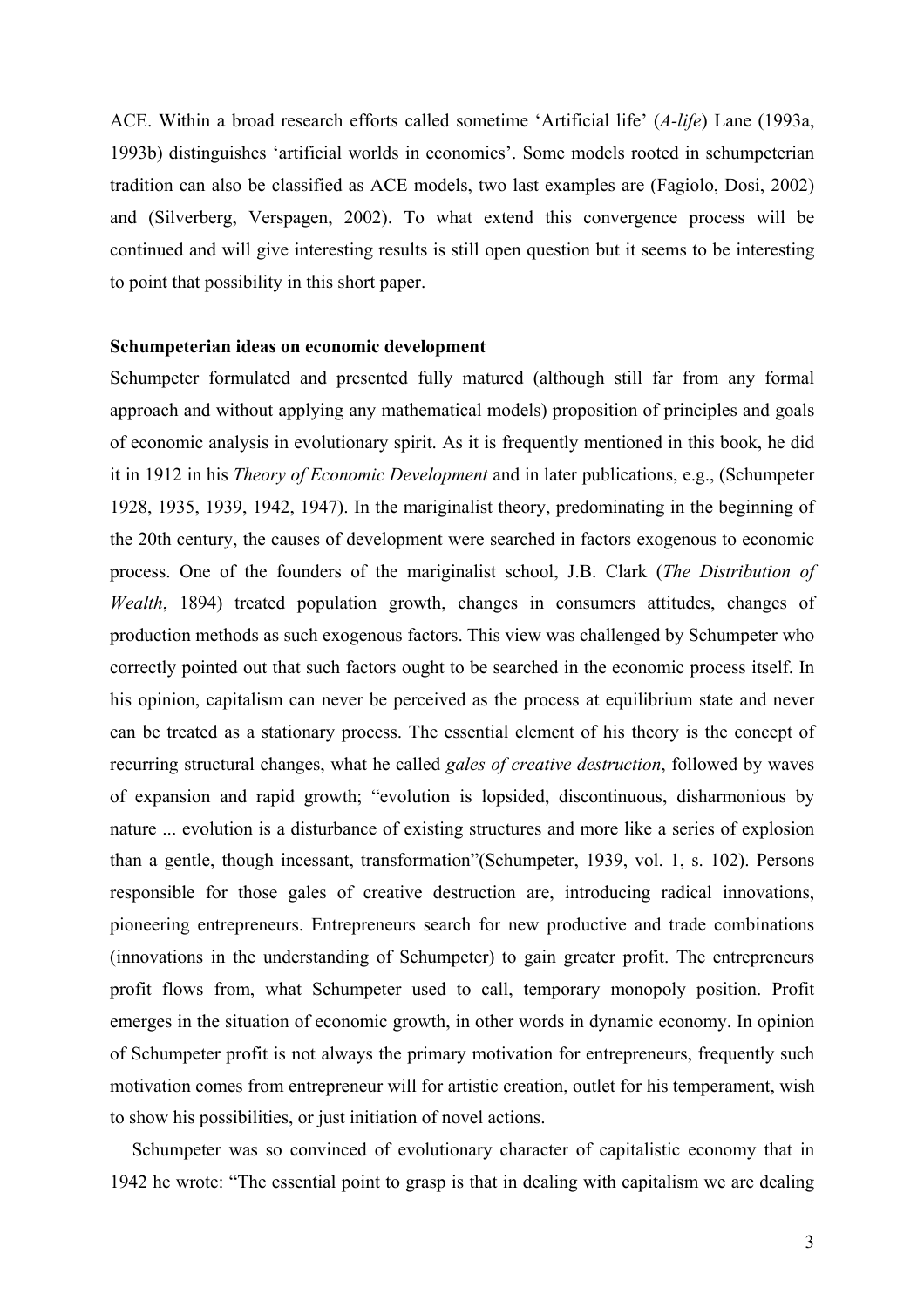ACE. Within a broad research efforts called sometime 'Artificial life' (*A-life*) Lane (1993a, 1993b) distinguishes 'artificial worlds in economics'. Some models rooted in schumpeterian tradition can also be classified as ACE models, two last examples are (Fagiolo, Dosi, 2002) and (Silverberg, Verspagen, 2002). To what extend this convergence process will be continued and will give interesting results is still open question but it seems to be interesting to point that possibility in this short paper.

**Schumpeterian ideas on economic development**

Schumpeter formulated and presented fully matured (although still far from any formal approach and without applying any mathematical models) proposition of principles and goals of economic analysis in evolutionary spirit. As it is frequently mentioned in this book, he did it in 1912 in his *Theory of Economic Development* and in later publications, e.g., (Schumpeter 1928, 1935, 1939, 1942, 1947). In the mariginalist theory, predominating in the beginning of the 20th century, the causes of development were searched in factors exogenous to economic process. One of the founders of the mariginalist school, J.B. Clark (*The Distribution of Wealth*, 1894) treated population growth, changes in consumers attitudes, changes of production methods as such exogenous factors. This view was challenged by Schumpeter who correctly pointed out that such factors ought to be searched in the economic process itself. In his opinion, capitalism can never be perceived as the process at equilibrium state and never can be treated as a stationary process. The essential element of his theory is the concept of recurring structural changes, what he called *gales of creative destruction*, followed by waves of expansion and rapid growth; "evolution is lopsided, discontinuous, disharmonious by nature ... evolution is a disturbance of existing structures and more like a series of explosion than a gentle, though incessant, transformation"(Schumpeter, 1939, vol. 1, s. 102). Persons responsible for those gales of creative destruction are, introducing radical innovations, pioneering entrepreneurs. Entrepreneurs search for new productive and trade combinations (innovations in the understanding of Schumpeter) to gain greater profit. The entrepreneurs profit flows from, what Schumpeter used to call, temporary monopoly position. Profit emerges in the situation of economic growth, in other words in dynamic economy. In opinion of Schumpeter profit is not always the primary motivation for entrepreneurs, frequently such motivation comes from entrepreneur will for artistic creation, outlet for his temperament, wish to show his possibilities, or just initiation of novel actions.

Schumpeter was so convinced of evolutionary character of capitalistic economy that in 1942 he wrote: "The essential point to grasp is that in dealing with capitalism we are dealing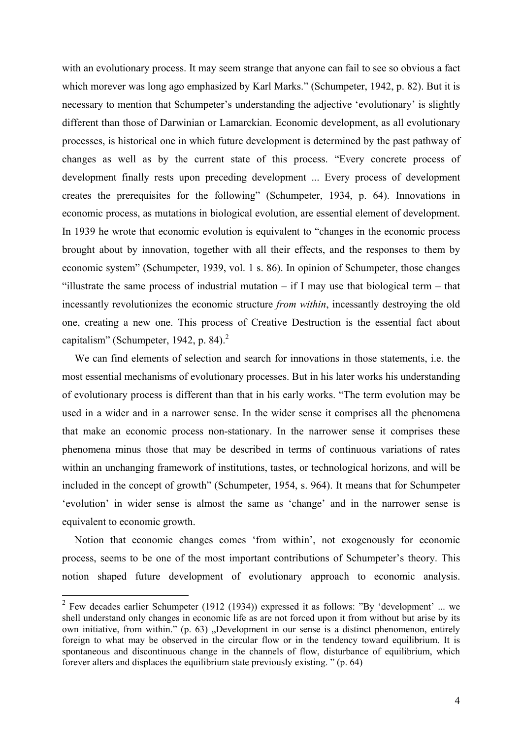with an evolutionary process. It may seem strange that anyone can fail to see so obvious a fact which morever was long ago emphasized by Karl Marks." (Schumpeter, 1942, p. 82). But it is necessary to mention that Schumpeter's understanding the adjective 'evolutionary' is slightly different than those of Darwinian or Lamarckian. Economic development, as all evolutionary processes, is historical one in which future development is determined by the past pathway of changes as well as by the current state of this process. "Every concrete process of development finally rests upon preceding development ... Every process of development creates the prerequisites for the following" (Schumpeter, 1934, p. 64). Innovations in economic process, as mutations in biological evolution, are essential element of development. In 1939 he wrote that economic evolution is equivalent to "changes in the economic process brought about by innovation, together with all their effects, and the responses to them by economic system" (Schumpeter, 1939, vol. 1 s. 86). In opinion of Schumpeter, those changes "illustrate the same process of industrial mutation – if I may use that biological term – that incessantly revolutionizes the economic structure *from within*, incessantly destroying the old one, creating a new one. This process of Creative Destruction is the essential fact about capitalism" (Schumpeter, 1942, p. 84).[2]

We can find elements of selection and search for innovations in those statements, i.e. the most essential mechanisms of evolutionary processes. But in his later works his understanding of evolutionary process is different than that in his early works. "The term evolution may be used in a wider and in a narrower sense. In the wider sense it comprises all the phenomena that make an economic process non-stationary. In the narrower sense it comprises these phenomena minus those that may be described in terms of continuous variations of rates within an unchanging framework of institutions, tastes, or technological horizons, and will be included in the concept of growth" (Schumpeter, 1954, s. 964). It means that for Schumpeter 'evolution' in wider sense is almost the same as 'change' and in the narrower sense is equivalent to economic growth.

Notion that economic changes comes 'from within', not exogenously for economic process, seems to be one of the most important contributions of Schumpeter's theory. This notion shaped future development of evolutionary approach to economic analysis.

[2] Few decades earlier Schumpeter (1912 (1934)) expressed it as follows: "By 'development' ... we shell understand only changes in economic life as are not forced upon it from without but arise by its own initiative, from within." (p. 63) „Development in our sense is a distinct phenomenon, entirely foreign to what may be observed in the circular flow or in the tendency toward equilibrium. It is spontaneous and discontinuous change in the channels of flow, disturbance of equilibrium, which forever alters and displaces the equilibrium state previously existing. " (p. 64)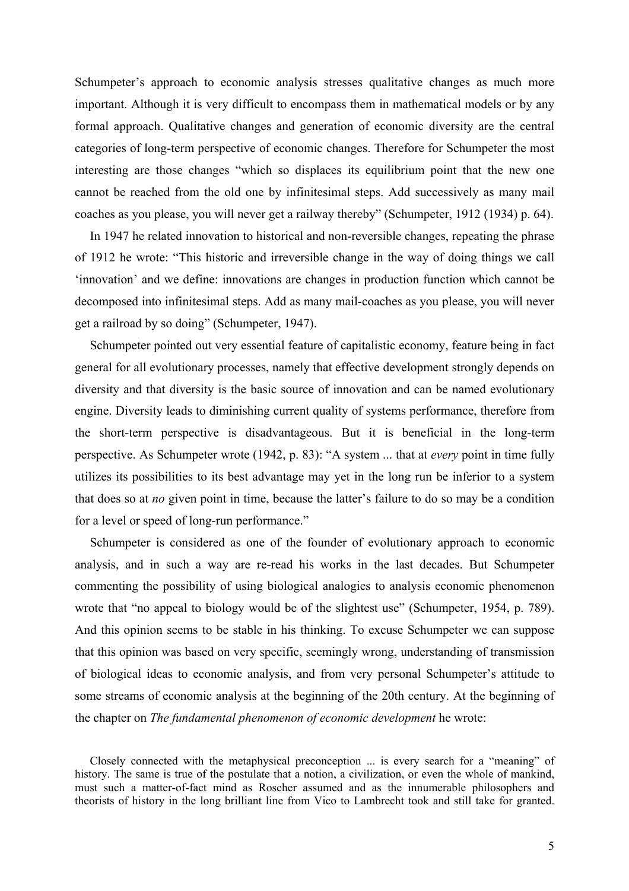Schumpeter's approach to economic analysis stresses qualitative changes as much more important. Although it is very difficult to encompass them in mathematical models or by any formal approach. Qualitative changes and generation of economic diversity are the central categories of long-term perspective of economic changes. Therefore for Schumpeter the most interesting are those changes "which so displaces its equilibrium point that the new one cannot be reached from the old one by infinitesimal steps. Add successively as many mail coaches as you please, you will never get a railway thereby" (Schumpeter, 1912 (1934) p. 64).

In 1947 he related innovation to historical and non-reversible changes, repeating the phrase of 1912 he wrote: "This historic and irreversible change in the way of doing things we call 'innovation' and we define: innovations are changes in production function which cannot be decomposed into infinitesimal steps. Add as many mail-coaches as you please, you will never get a railroad by so doing" (Schumpeter, 1947).

Schumpeter pointed out very essential feature of capitalistic economy, feature being in fact general for all evolutionary processes, namely that effective development strongly depends on diversity and that diversity is the basic source of innovation and can be named evolutionary engine. Diversity leads to diminishing current quality of systems performance, therefore from the short-term perspective is disadvantageous. But it is beneficial in the long-term perspective. As Schumpeter wrote (1942, p. 83): "A system ... that at *every* point in time fully utilizes its possibilities to its best advantage may yet in the long run be inferior to a system that does so at *no* given point in time, because the latter's failure to do so may be a condition for a level or speed of long-run performance."

Schumpeter is considered as one of the founder of evolutionary approach to economic analysis, and in such a way are re-read his works in the last decades. But Schumpeter commenting the possibility of using biological analogies to analysis economic phenomenon wrote that "no appeal to biology would be of the slightest use" (Schumpeter, 1954, p. 789). And this opinion seems to be stable in his thinking. To excuse Schumpeter we can suppose that this opinion was based on very specific, seemingly wrong, understanding of transmission of biological ideas to economic analysis, and from very personal Schumpeter's attitude to some streams of economic analysis at the beginning of the 20th century. At the beginning of the chapter on *The fundamental phenomenon of economic development* he wrote:

> Closely connected with the metaphysical preconception ... is every search for a "meaning" of history. The same is true of the postulate that a notion, a civilization, or even the whole of mankind, must such a matter-of-fact mind as Roscher assumed and as the innumerable philosophers and theorists of history in the long brilliant line from Vico to Lambrecht took and still take for granted.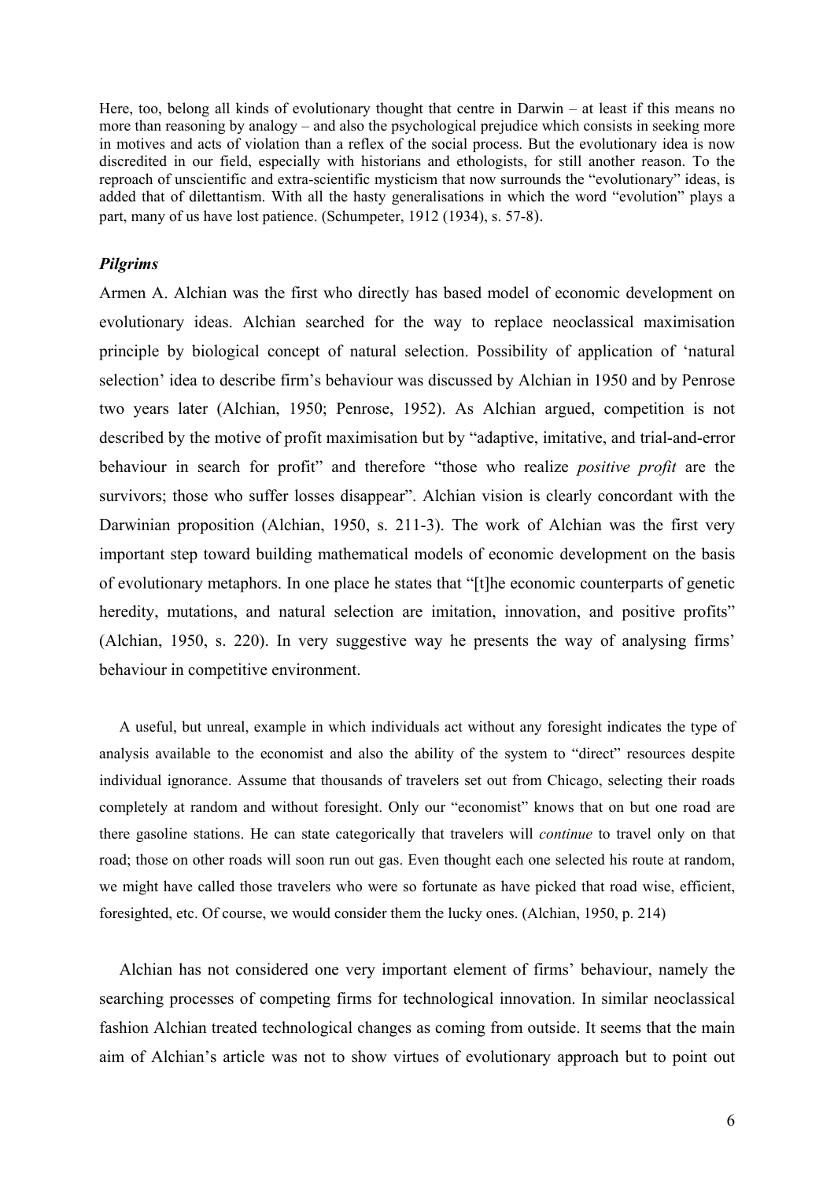Here, too, belong all kinds of evolutionary thought that centre in Darwin – at least if this means no more than reasoning by analogy – and also the psychological prejudice which consists in seeking more in motives and acts of violation than a reflex of the social process. But the evolutionary idea is now discredited in our field, especially with historians and ethologists, for still another reason. To the reproach of unscientific and extra-scientific mysticism that now surrounds the "evolutionary" ideas, is added that of dilettantism. With all the hasty generalisations in which the word "evolution" plays a part, many of us have lost patience. (Schumpeter, 1912 (1934), s. 57-8).

### *Pilgrims*

Armen A. Alchian was the first who directly has based model of economic development on evolutionary ideas. Alchian searched for the way to replace neoclassical maximisation principle by biological concept of natural selection. Possibility of application of 'natural selection' idea to describe firm's behaviour was discussed by Alchian in 1950 and by Penrose two years later (Alchian, 1950; Penrose, 1952). As Alchian argued, competition is not described by the motive of profit maximisation but by "adaptive, imitative, and trial-and-error behaviour in search for profit" and therefore "those who realize *positive profit* are the survivors; those who suffer losses disappear". Alchian vision is clearly concordant with the Darwinian proposition (Alchian, 1950, s. 211-3). The work of Alchian was the first very important step toward building mathematical models of economic development on the basis of evolutionary metaphors. In one place he states that "[t]he economic counterparts of genetic heredity, mutations, and natural selection are imitation, innovation, and positive profits" (Alchian, 1950, s. 220). In very suggestive way he presents the way of analysing firms' behaviour in competitive environment.

A useful, but unreal, example in which individuals act without any foresight indicates the type of analysis available to the economist and also the ability of the system to "direct" resources despite individual ignorance. Assume that thousands of travelers set out from Chicago, selecting their roads completely at random and without foresight. Only our "economist" knows that on but one road are there gasoline stations. He can state categorically that travelers will *continue* to travel only on that road; those on other roads will soon run out gas. Even thought each one selected his route at random, we might have called those travelers who were so fortunate as have picked that road wise, efficient, foresighted, etc. Of course, we would consider them the lucky ones. (Alchian, 1950, p. 214)

Alchian has not considered one very important element of firms' behaviour, namely the searching processes of competing firms for technological innovation. In similar neoclassical fashion Alchian treated technological changes as coming from outside. It seems that the main aim of Alchian's article was not to show virtues of evolutionary approach but to point out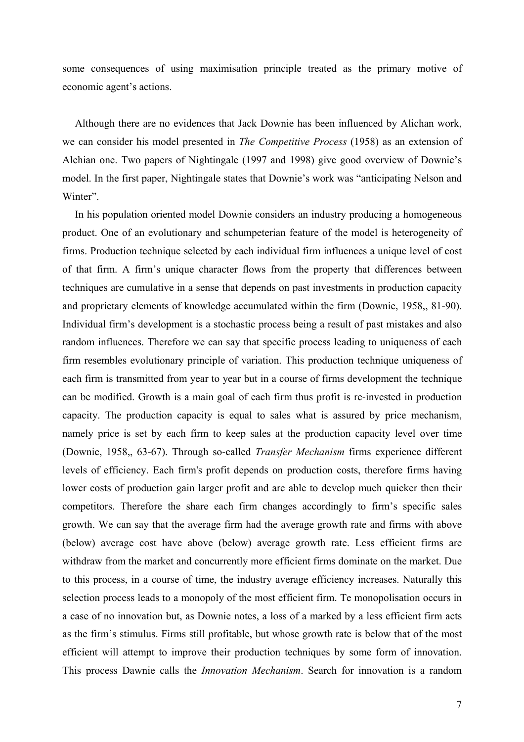some consequences of using maximisation principle treated as the primary motive of economic agent's actions.

Although there are no evidences that Jack Downie has been influenced by Alichan work, we can consider his model presented in *The Competitive Process* (1958) as an extension of Alchian one. Two papers of Nightingale (1997 and 1998) give good overview of Downie's model. In the first paper, Nightingale states that Downie's work was "anticipating Nelson and Winter".

In his population oriented model Downie considers an industry producing a homogeneous product. One of an evolutionary and schumpeterian feature of the model is heterogeneity of firms. Production technique selected by each individual firm influences a unique level of cost of that firm. A firm's unique character flows from the property that differences between techniques are cumulative in a sense that depends on past investments in production capacity and proprietary elements of knowledge accumulated within the firm (Downie, 1958,, 81-90). Individual firm's development is a stochastic process being a result of past mistakes and also random influences. Therefore we can say that specific process leading to uniqueness of each firm resembles evolutionary principle of variation. This production technique uniqueness of each firm is transmitted from year to year but in a course of firms development the technique can be modified. Growth is a main goal of each firm thus profit is re-invested in production capacity. The production capacity is equal to sales what is assured by price mechanism, namely price is set by each firm to keep sales at the production capacity level over time (Downie, 1958,, 63-67). Through so-called *Transfer Mechanism* firms experience different levels of efficiency. Each firm's profit depends on production costs, therefore firms having lower costs of production gain larger profit and are able to develop much quicker then their competitors. Therefore the share each firm changes accordingly to firm's specific sales growth. We can say that the average firm had the average growth rate and firms with above (below) average cost have above (below) average growth rate. Less efficient firms are withdraw from the market and concurrently more efficient firms dominate on the market. Due to this process, in a course of time, the industry average efficiency increases. Naturally this selection process leads to a monopoly of the most efficient firm. Te monopolisation occurs in a case of no innovation but, as Downie notes, a loss of a marked by a less efficient firm acts as the firm's stimulus. Firms still profitable, but whose growth rate is below that of the most efficient will attempt to improve their production techniques by some form of innovation. This process Dawnie calls the *Innovation Mechanism*. Search for innovation is a random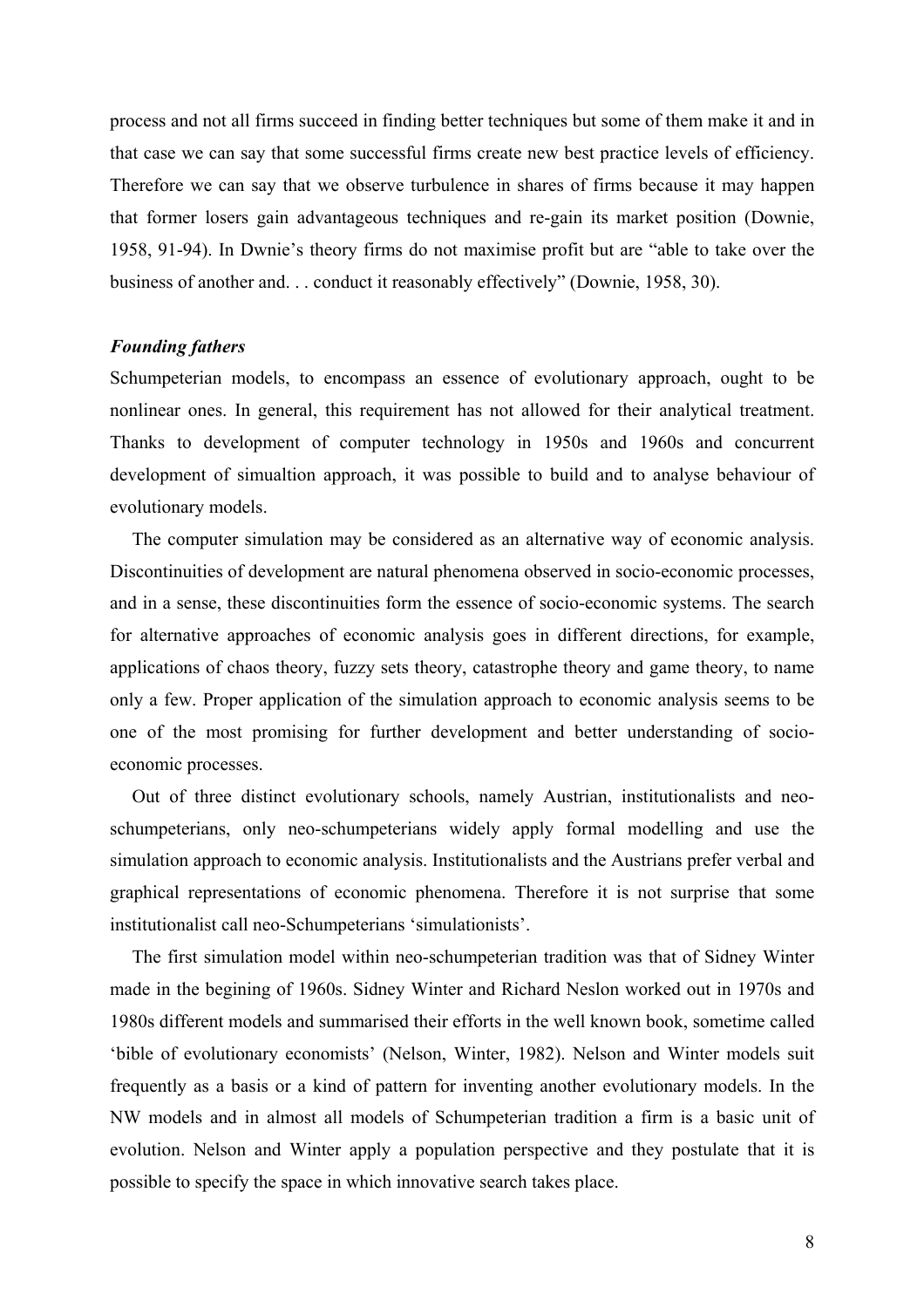process and not all firms succeed in finding better techniques but some of them make it and in that case we can say that some successful firms create new best practice levels of efficiency. Therefore we can say that we observe turbulence in shares of firms because it may happen that former losers gain advantageous techniques and re-gain its market position (Downie, 1958, 91-94). In Dwnie's theory firms do not maximise profit but are "able to take over the business of another and. . . conduct it reasonably effectively" (Downie, 1958, 30).

### *Founding fathers*

Schumpeterian models, to encompass an essence of evolutionary approach, ought to be nonlinear ones. In general, this requirement has not allowed for their analytical treatment. Thanks to development of computer technology in 1950s and 1960s and concurrent development of simualtion approach, it was possible to build and to analyse behaviour of evolutionary models.

The computer simulation may be considered as an alternative way of economic analysis. Discontinuities of development are natural phenomena observed in socio-economic processes, and in a sense, these discontinuities form the essence of socio-economic systems. The search for alternative approaches of economic analysis goes in different directions, for example, applications of chaos theory, fuzzy sets theory, catastrophe theory and game theory, to name only a few. Proper application of the simulation approach to economic analysis seems to be one of the most promising for further development and better understanding of socio-economic processes.

Out of three distinct evolutionary schools, namely Austrian, institutionalists and neo-schumpeterians, only neo-schumpeterians widely apply formal modelling and use the simulation approach to economic analysis. Institutionalists and the Austrians prefer verbal and graphical representations of economic phenomena. Therefore it is not surprise that some institutionalist call neo-Schumpeterians 'simulationists'.

The first simulation model within neo-schumpeterian tradition was that of Sidney Winter made in the begining of 1960s. Sidney Winter and Richard Neslon worked out in 1970s and 1980s different models and summarised their efforts in the well known book, sometime called 'bible of evolutionary economists' (Nelson, Winter, 1982). Nelson and Winter models suit frequently as a basis or a kind of pattern for inventing another evolutionary models. In the NW models and in almost all models of Schumpeterian tradition a firm is a basic unit of evolution. Nelson and Winter apply a population perspective and they postulate that it is possible to specify the space in which innovative search takes place.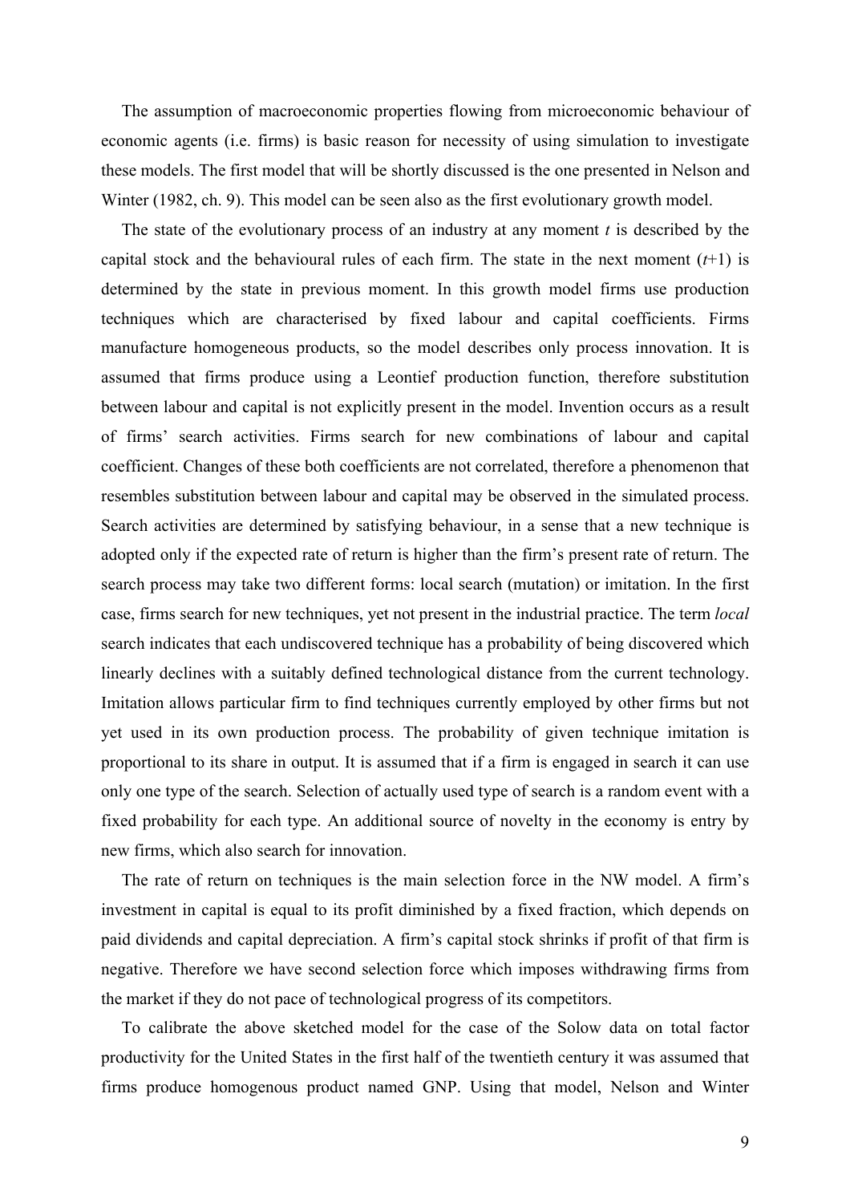The assumption of macroeconomic properties flowing from microeconomic behaviour of economic agents (i.e. firms) is basic reason for necessity of using simulation to investigate these models. The first model that will be shortly discussed is the one presented in Nelson and Winter (1982, ch. 9). This model can be seen also as the first evolutionary growth model.

The state of the evolutionary process of an industry at any moment $t$ is described by the capital stock and the behavioural rules of each firm. The state in the next moment ($t$+1) is determined by the state in previous moment. In this growth model firms use production techniques which are characterised by fixed labour and capital coefficients. Firms manufacture homogeneous products, so the model describes only process innovation. It is assumed that firms produce using a Leontief production function, therefore substitution between labour and capital is not explicitly present in the model. Invention occurs as a result of firms' search activities. Firms search for new combinations of labour and capital coefficient. Changes of these both coefficients are not correlated, therefore a phenomenon that resembles substitution between labour and capital may be observed in the simulated process. Search activities are determined by satisfying behaviour, in a sense that a new technique is adopted only if the expected rate of return is higher than the firm's present rate of return. The search process may take two different forms: local search (mutation) or imitation. In the first case, firms search for new techniques, yet not present in the industrial practice. The term *local* search indicates that each undiscovered technique has a probability of being discovered which linearly declines with a suitably defined technological distance from the current technology. Imitation allows particular firm to find techniques currently employed by other firms but not yet used in its own production process. The probability of given technique imitation is proportional to its share in output. It is assumed that if a firm is engaged in search it can use only one type of the search. Selection of actually used type of search is a random event with a fixed probability for each type. An additional source of novelty in the economy is entry by new firms, which also search for innovation.

The rate of return on techniques is the main selection force in the NW model. A firm's investment in capital is equal to its profit diminished by a fixed fraction, which depends on paid dividends and capital depreciation. A firm's capital stock shrinks if profit of that firm is negative. Therefore we have second selection force which imposes withdrawing firms from the market if they do not pace of technological progress of its competitors.

To calibrate the above sketched model for the case of the Solow data on total factor productivity for the United States in the first half of the twentieth century it was assumed that firms produce homogenous product named GNP. Using that model, Nelson and Winter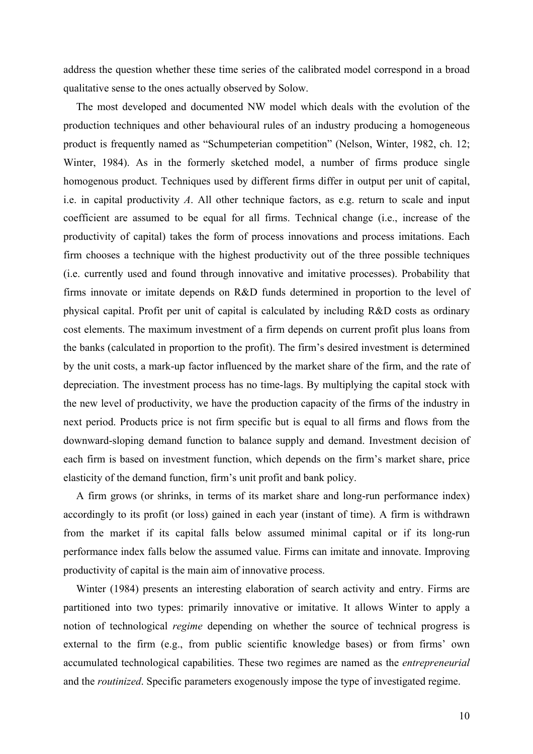address the question whether these time series of the calibrated model correspond in a broad qualitative sense to the ones actually observed by Solow.

The most developed and documented NW model which deals with the evolution of the production techniques and other behavioural rules of an industry producing a homogeneous product is frequently named as "Schumpeterian competition" (Nelson, Winter, 1982, ch. 12; Winter, 1984). As in the formerly sketched model, a number of firms produce single homogenous product. Techniques used by different firms differ in output per unit of capital, i.e. in capital productivity $A$. All other technique factors, as e.g. return to scale and input coefficient are assumed to be equal for all firms. Technical change (i.e., increase of the productivity of capital) takes the form of process innovations and process imitations. Each firm chooses a technique with the highest productivity out of the three possible techniques (i.e. currently used and found through innovative and imitative processes). Probability that firms innovate or imitate depends on R&D funds determined in proportion to the level of physical capital. Profit per unit of capital is calculated by including R&D costs as ordinary cost elements. The maximum investment of a firm depends on current profit plus loans from the banks (calculated in proportion to the profit). The firm's desired investment is determined by the unit costs, a mark-up factor influenced by the market share of the firm, and the rate of depreciation. The investment process has no time-lags. By multiplying the capital stock with the new level of productivity, we have the production capacity of the firms of the industry in next period. Products price is not firm specific but is equal to all firms and flows from the downward-sloping demand function to balance supply and demand. Investment decision of each firm is based on investment function, which depends on the firm's market share, price elasticity of the demand function, firm's unit profit and bank policy.

A firm grows (or shrinks, in terms of its market share and long-run performance index) accordingly to its profit (or loss) gained in each year (instant of time). A firm is withdrawn from the market if its capital falls below assumed minimal capital or if its long-run performance index falls below the assumed value. Firms can imitate and innovate. Improving productivity of capital is the main aim of innovative process.

Winter (1984) presents an interesting elaboration of search activity and entry. Firms are partitioned into two types: primarily innovative or imitative. It allows Winter to apply a notion of technological *regime* depending on whether the source of technical progress is external to the firm (e.g., from public scientific knowledge bases) or from firms' own accumulated technological capabilities. These two regimes are named as the *entrepreneurial* and the *routinized*. Specific parameters exogenously impose the type of investigated regime.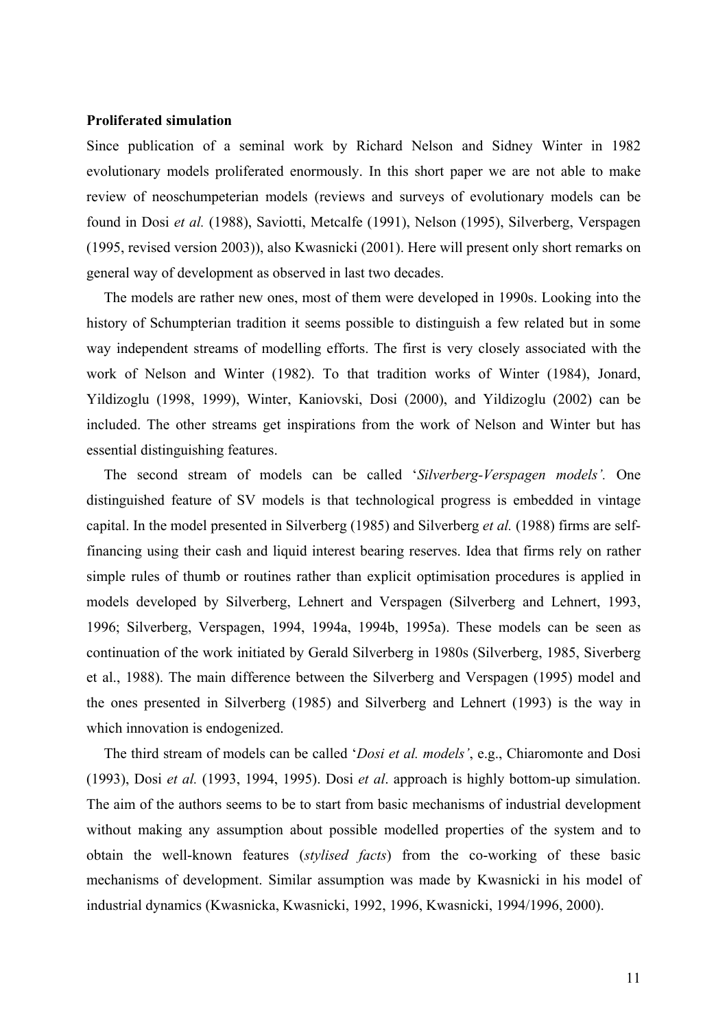**Proliferated simulation**

Since publication of a seminal work by Richard Nelson and Sidney Winter in 1982 evolutionary models proliferated enormously. In this short paper we are not able to make review of neoschumpeterian models (reviews and surveys of evolutionary models can be found in Dosi *et al.* (1988), Saviotti, Metcalfe (1991), Nelson (1995), Silverberg, Verspagen (1995, revised version 2003)), also Kwasnicki (2001). Here will present only short remarks on general way of development as observed in last two decades.

The models are rather new ones, most of them were developed in 1990s. Looking into the history of Schumpterian tradition it seems possible to distinguish a few related but in some way independent streams of modelling efforts. The first is very closely associated with the work of Nelson and Winter (1982). To that tradition works of Winter (1984), Jonard, Yildizoglu (1998, 1999), Winter, Kaniovski, Dosi (2000), and Yildizoglu (2002) can be included. The other streams get inspirations from the work of Nelson and Winter but has essential distinguishing features.

The second stream of models can be called '*Silverberg-Verspagen models'.* One distinguished feature of SV models is that technological progress is embedded in vintage capital. In the model presented in Silverberg (1985) and Silverberg *et al.* (1988) firms are self-financing using their cash and liquid interest bearing reserves. Idea that firms rely on rather simple rules of thumb or routines rather than explicit optimisation procedures is applied in models developed by Silverberg, Lehnert and Verspagen (Silverberg and Lehnert, 1993, 1996; Silverberg, Verspagen, 1994, 1994a, 1994b, 1995a). These models can be seen as continuation of the work initiated by Gerald Silverberg in 1980s (Silverberg, 1985, Siverberg et al., 1988). The main difference between the Silverberg and Verspagen (1995) model and the ones presented in Silverberg (1985) and Silverberg and Lehnert (1993) is the way in which innovation is endogenized.

The third stream of models can be called '*Dosi et al. models'*, e.g., Chiaromonte and Dosi (1993), Dosi *et al.* (1993, 1994, 1995). Dosi *et al*. approach is highly bottom-up simulation. The aim of the authors seems to be to start from basic mechanisms of industrial development without making any assumption about possible modelled properties of the system and to obtain the well-known features (*stylised facts*) from the co-working of these basic mechanisms of development. Similar assumption was made by Kwasnicki in his model of industrial dynamics (Kwasnicka, Kwasnicki, 1992, 1996, Kwasnicki, 1994/1996, 2000).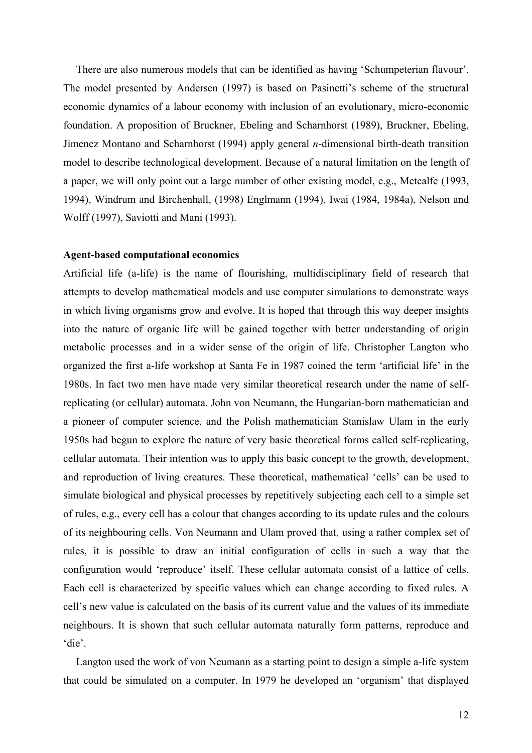There are also numerous models that can be identified as having 'Schumpeterian flavour'. The model presented by Andersen (1997) is based on Pasinetti's scheme of the structural economic dynamics of a labour economy with inclusion of an evolutionary, micro-economic foundation. A proposition of Bruckner, Ebeling and Scharnhorst (1989), Bruckner, Ebeling, Jimenez Montano and Scharnhorst (1994) apply general $n$-dimensional birth-death transition model to describe technological development. Because of a natural limitation on the length of a paper, we will only point out a large number of other existing model, e.g., Metcalfe (1993, 1994), Windrum and Birchenhall, (1998) Englmann (1994), Iwai (1984, 1984a), Nelson and Wolff (1997), Saviotti and Mani (1993).

**Agent-based computational economics**

Artificial life (a-life) is the name of flourishing, multidisciplinary field of research that attempts to develop mathematical models and use computer simulations to demonstrate ways in which living organisms grow and evolve. It is hoped that through this way deeper insights into the nature of organic life will be gained together with better understanding of origin metabolic processes and in a wider sense of the origin of life. Christopher Langton who organized the first a-life workshop at Santa Fe in 1987 coined the term 'artificial life' in the 1980s. In fact two men have made very similar theoretical research under the name of self-replicating (or cellular) automata. John von Neumann, the Hungarian-born mathematician and a pioneer of computer science, and the Polish mathematician Stanislaw Ulam in the early 1950s had begun to explore the nature of very basic theoretical forms called self-replicating, cellular automata. Their intention was to apply this basic concept to the growth, development, and reproduction of living creatures. These theoretical, mathematical 'cells' can be used to simulate biological and physical processes by repetitively subjecting each cell to a simple set of rules, e.g., every cell has a colour that changes according to its update rules and the colours of its neighbouring cells. Von Neumann and Ulam proved that, using a rather complex set of rules, it is possible to draw an initial configuration of cells in such a way that the configuration would 'reproduce' itself. These cellular automata consist of a lattice of cells. Each cell is characterized by specific values which can change according to fixed rules. A cell's new value is calculated on the basis of its current value and the values of its immediate neighbours. It is shown that such cellular automata naturally form patterns, reproduce and 'die'.

Langton used the work of von Neumann as a starting point to design a simple a-life system that could be simulated on a computer. In 1979 he developed an 'organism' that displayed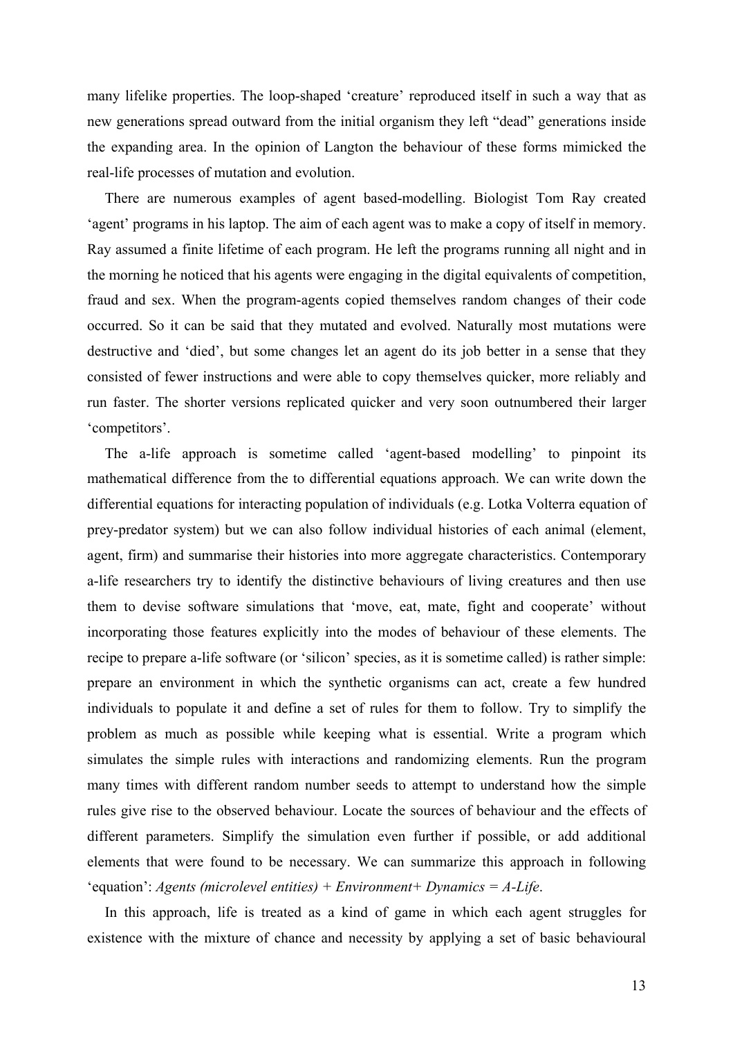many lifelike properties. The loop-shaped 'creature' reproduced itself in such a way that as new generations spread outward from the initial organism they left "dead" generations inside the expanding area. In the opinion of Langton the behaviour of these forms mimicked the real-life processes of mutation and evolution.

There are numerous examples of agent based-modelling. Biologist Tom Ray created 'agent' programs in his laptop. The aim of each agent was to make a copy of itself in memory. Ray assumed a finite lifetime of each program. He left the programs running all night and in the morning he noticed that his agents were engaging in the digital equivalents of competition, fraud and sex. When the program-agents copied themselves random changes of their code occurred. So it can be said that they mutated and evolved. Naturally most mutations were destructive and 'died', but some changes let an agent do its job better in a sense that they consisted of fewer instructions and were able to copy themselves quicker, more reliably and run faster. The shorter versions replicated quicker and very soon outnumbered their larger 'competitors'.

The a-life approach is sometime called 'agent-based modelling' to pinpoint its mathematical difference from the to differential equations approach. We can write down the differential equations for interacting population of individuals (e.g. Lotka Volterra equation of prey-predator system) but we can also follow individual histories of each animal (element, agent, firm) and summarise their histories into more aggregate characteristics. Contemporary a-life researchers try to identify the distinctive behaviours of living creatures and then use them to devise software simulations that 'move, eat, mate, fight and cooperate' without incorporating those features explicitly into the modes of behaviour of these elements. The recipe to prepare a-life software (or 'silicon' species, as it is sometime called) is rather simple: prepare an environment in which the synthetic organisms can act, create a few hundred individuals to populate it and define a set of rules for them to follow. Try to simplify the problem as much as possible while keeping what is essential. Write a program which simulates the simple rules with interactions and randomizing elements. Run the program many times with different random number seeds to attempt to understand how the simple rules give rise to the observed behaviour. Locate the sources of behaviour and the effects of different parameters. Simplify the simulation even further if possible, or add additional elements that were found to be necessary. We can summarize this approach in following 'equation': *Agents (microlevel entities) + Environment+ Dynamics = A-Life*.

In this approach, life is treated as a kind of game in which each agent struggles for existence with the mixture of chance and necessity by applying a set of basic behavioural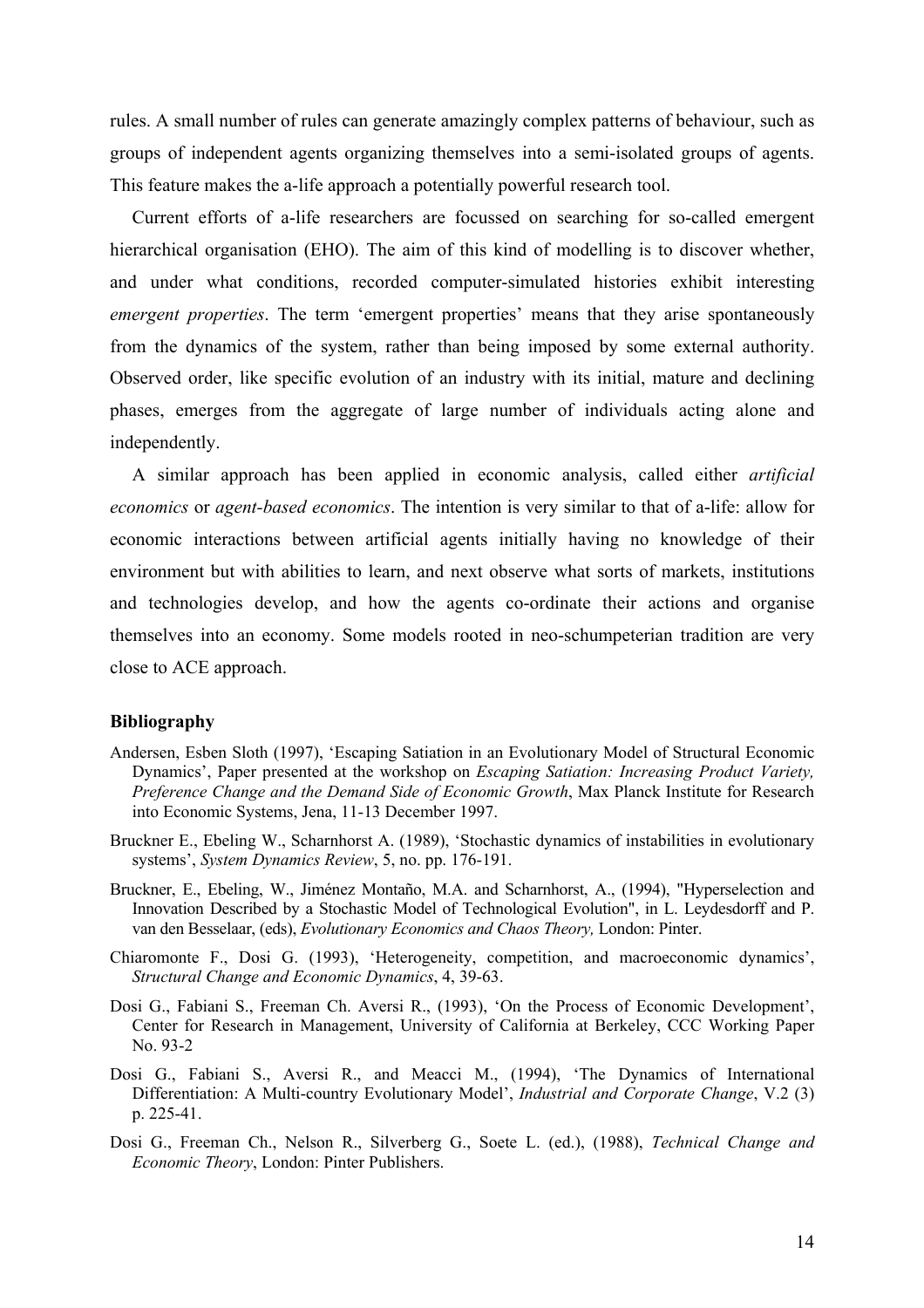rules. A small number of rules can generate amazingly complex patterns of behaviour, such as groups of independent agents organizing themselves into a semi-isolated groups of agents. This feature makes the a-life approach a potentially powerful research tool.

Current efforts of a-life researchers are focussed on searching for so-called emergent hierarchical organisation (EHO). The aim of this kind of modelling is to discover whether, and under what conditions, recorded computer-simulated histories exhibit interesting *emergent properties*. The term 'emergent properties' means that they arise spontaneously from the dynamics of the system, rather than being imposed by some external authority. Observed order, like specific evolution of an industry with its initial, mature and declining phases, emerges from the aggregate of large number of individuals acting alone and independently.

A similar approach has been applied in economic analysis, called either *artificial economics* or *agent-based economics*. The intention is very similar to that of a-life: allow for economic interactions between artificial agents initially having no knowledge of their environment but with abilities to learn, and next observe what sorts of markets, institutions and technologies develop, and how the agents co-ordinate their actions and organise themselves into an economy. Some models rooted in neo-schumpeterian tradition are very close to ACE approach.

## Bibliography

Andersen, Esben Sloth (1997), 'Escaping Satiation in an Evolutionary Model of Structural Economic Dynamics', Paper presented at the workshop on *Escaping Satiation: Increasing Product Variety, Preference Change and the Demand Side of Economic Growth*, Max Planck Institute for Research into Economic Systems, Jena, 11-13 December 1997.

Bruckner E., Ebeling W., Scharnhorst A. (1989), 'Stochastic dynamics of instabilities in evolutionary systems', *System Dynamics Review*, 5, no. pp. 176-191.

Bruckner, E., Ebeling, W., Jiménez Montaño, M.A. and Scharnhorst, A., (1994), "Hyperselection and Innovation Described by a Stochastic Model of Technological Evolution", in L. Leydesdorff and P. van den Besselaar, (eds), *Evolutionary Economics and Chaos Theory,* London: Pinter.

Chiaromonte F., Dosi G. (1993), 'Heterogeneity, competition, and macroeconomic dynamics', *Structural Change and Economic Dynamics*, 4, 39-63.

Dosi G., Fabiani S., Freeman Ch. Aversi R., (1993), 'On the Process of Economic Development', Center for Research in Management, University of California at Berkeley, CCC Working Paper No. 93-2

Dosi G., Fabiani S., Aversi R., and Meacci M., (1994), 'The Dynamics of International Differentiation: A Multi-country Evolutionary Model', *Industrial and Corporate Change*, V.2 (3) p. 225-41.

Dosi G., Freeman Ch., Nelson R., Silverberg G., Soete L. (ed.), (1988), *Technical Change and Economic Theory*, London: Pinter Publishers.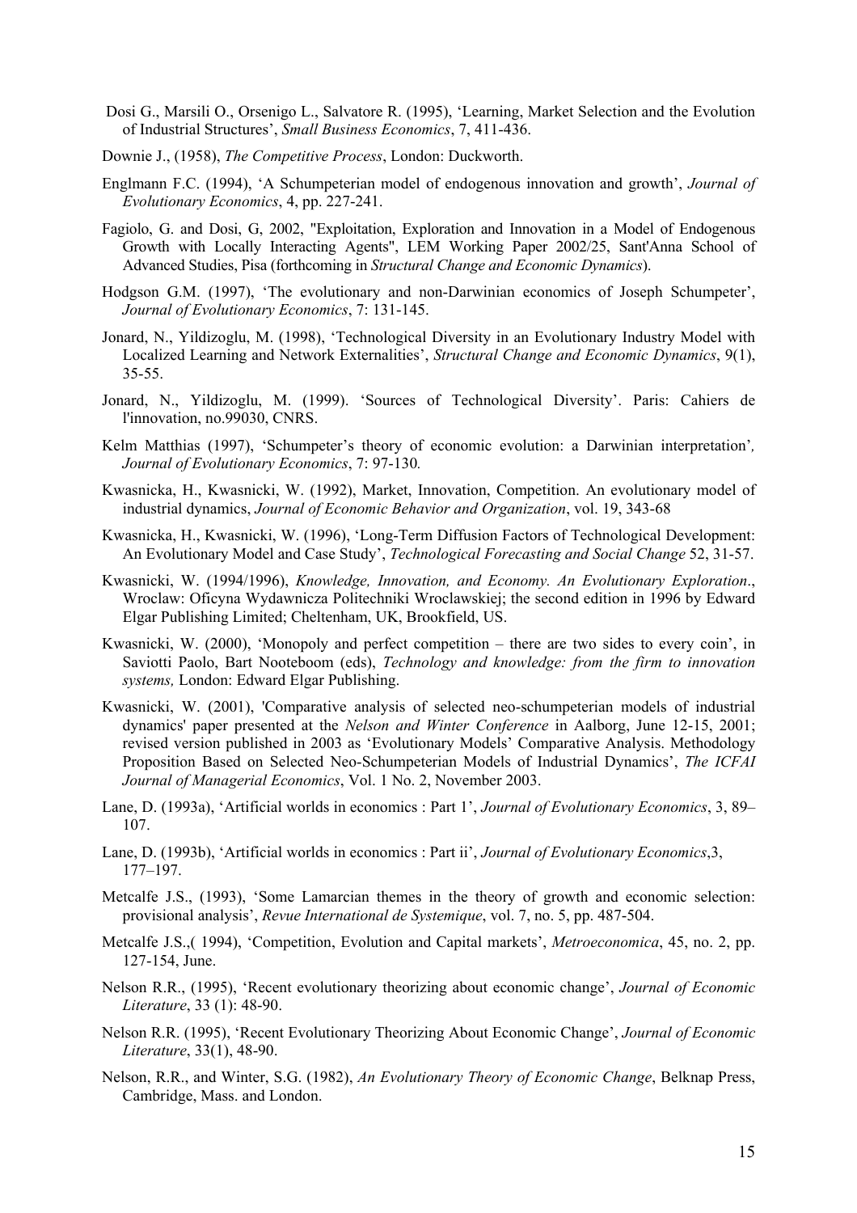Dosi G., Marsili O., Orsenigo L., Salvatore R. (1995), 'Learning, Market Selection and the Evolution of Industrial Structures', *Small Business Economics*, 7, 411-436.

Downie J., (1958), *The Competitive Process*, London: Duckworth.

Englmann F.C. (1994), 'A Schumpeterian model of endogenous innovation and growth', *Journal of Evolutionary Economics*, 4, pp. 227-241.

Fagiolo, G. and Dosi, G, 2002, "Exploitation, Exploration and Innovation in a Model of Endogenous Growth with Locally Interacting Agents", LEM Working Paper 2002/25, Sant'Anna School of Advanced Studies, Pisa (forthcoming in *Structural Change and Economic Dynamics*).

Hodgson G.M. (1997), 'The evolutionary and non-Darwinian economics of Joseph Schumpeter', *Journal of Evolutionary Economics*, 7: 131-145.

Jonard, N., Yildizoglu, M. (1998), 'Technological Diversity in an Evolutionary Industry Model with Localized Learning and Network Externalities', *Structural Change and Economic Dynamics*, 9(1), 35-55.

Jonard, N., Yildizoglu, M. (1999). 'Sources of Technological Diversity'. Paris: Cahiers de l'innovation, no.99030, CNRS.

Kelm Matthias (1997), 'Schumpeter's theory of economic evolution: a Darwinian interpretation'*, Journal of Evolutionary Economics*, 7: 97-130*.*

Kwasnicka, H., Kwasnicki, W. (1992), Market, Innovation, Competition. An evolutionary model of industrial dynamics, *Journal of Economic Behavior and Organization*, vol. 19, 343-68

Kwasnicka, H., Kwasnicki, W. (1996), 'Long-Term Diffusion Factors of Technological Development: An Evolutionary Model and Case Study', *Technological Forecasting and Social Change* 52, 31-57.

Kwasnicki, W. (1994/1996), *Knowledge, Innovation, and Economy. An Evolutionary Exploration*., Wroclaw: Oficyna Wydawnicza Politechniki Wroclawskiej; the second edition in 1996 by Edward Elgar Publishing Limited; Cheltenham, UK, Brookfield, US.

Kwasnicki, W. (2000), 'Monopoly and perfect competition – there are two sides to every coin', in Saviotti Paolo, Bart Nooteboom (eds), *Technology and knowledge: from the firm to innovation systems,* London: Edward Elgar Publishing.

Kwasnicki, W. (2001), 'Comparative analysis of selected neo-schumpeterian models of industrial dynamics' paper presented at the *Nelson and Winter Conference* in Aalborg, June 12-15, 2001; revised version published in 2003 as 'Evolutionary Models' Comparative Analysis. Methodology Proposition Based on Selected Neo-Schumpeterian Models of Industrial Dynamics', *The ICFAI Journal of Managerial Economics*, Vol. 1 No. 2, November 2003.

Lane, D. (1993a), 'Artificial worlds in economics : Part 1', *Journal of Evolutionary Economics*, 3, 89–107.

Lane, D. (1993b), 'Artificial worlds in economics : Part ii', *Journal of Evolutionary Economics*,3, 177–197.

Metcalfe J.S., (1993), 'Some Lamarcian themes in the theory of growth and economic selection: provisional analysis', *Revue International de Systemique*, vol. 7, no. 5, pp. 487-504.

Metcalfe J.S.,( 1994), 'Competition, Evolution and Capital markets', *Metroeconomica*, 45, no. 2, pp. 127-154, June.

Nelson R.R., (1995), 'Recent evolutionary theorizing about economic change', *Journal of Economic Literature*, 33 (1): 48-90.

Nelson R.R. (1995), 'Recent Evolutionary Theorizing About Economic Change', *Journal of Economic Literature*, 33(1), 48-90.

Nelson, R.R., and Winter, S.G. (1982), *An Evolutionary Theory of Economic Change*, Belknap Press, Cambridge, Mass. and London.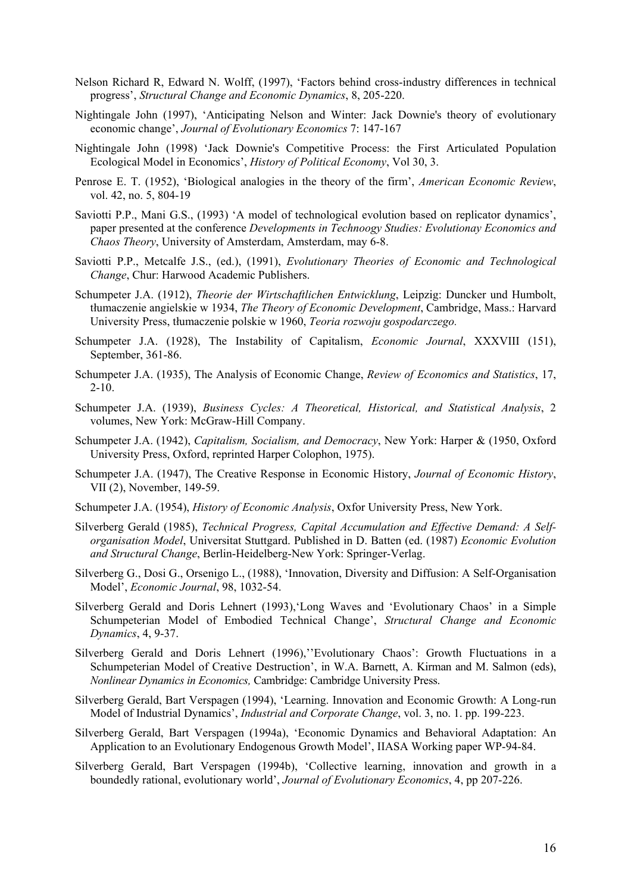Nelson Richard R, Edward N. Wolff, (1997), 'Factors behind cross-industry differences in technical progress', *Structural Change and Economic Dynamics*, 8, 205-220.

Nightingale John (1997), 'Anticipating Nelson and Winter: Jack Downie's theory of evolutionary economic change', *Journal of Evolutionary Economics* 7: 147-167

Nightingale John (1998) 'Jack Downie's Competitive Process: the First Articulated Population Ecological Model in Economics', *History of Political Economy*, Vol 30, 3.

Penrose E. T. (1952), 'Biological analogies in the theory of the firm', *American Economic Review*, vol. 42, no. 5, 804-19

Saviotti P.P., Mani G.S., (1993) 'A model of technological evolution based on replicator dynamics', paper presented at the conference *Developments in Technoogy Studies: Evolutionay Economics and Chaos Theory*, University of Amsterdam, Amsterdam, may 6-8.

Saviotti P.P., Metcalfe J.S., (ed.), (1991), *Evolutionary Theories of Economic and Technological Change*, Chur: Harwood Academic Publishers.

Schumpeter J.A. (1912), *Theorie der Wirtschaftlichen Entwicklung*, Leipzig: Duncker und Humbolt, tłumaczenie angielskie w 1934, *The Theory of Economic Development*, Cambridge, Mass.: Harvard University Press, tłumaczenie polskie w 1960, *Teoria rozwoju gospodarczego.*

Schumpeter J.A. (1928), The Instability of Capitalism, *Economic Journal*, XXXVIII (151), September, 361-86.

Schumpeter J.A. (1935), The Analysis of Economic Change, *Review of Economics and Statistics*, 17, 2-10.

Schumpeter J.A. (1939), *Business Cycles: A Theoretical, Historical, and Statistical Analysis*, 2 volumes, New York: McGraw-Hill Company.

Schumpeter J.A. (1942), *Capitalism, Socialism, and Democracy*, New York: Harper & (1950, Oxford University Press, Oxford, reprinted Harper Colophon, 1975).

Schumpeter J.A. (1947), The Creative Response in Economic History, *Journal of Economic History*, VII (2), November, 149-59.

Schumpeter J.A. (1954), *History of Economic Analysis*, Oxfor University Press, New York.

Silverberg Gerald (1985), *Technical Progress, Capital Accumulation and Effective Demand: A Self-organisation Model*, Universitat Stuttgard. Published in D. Batten (ed. (1987) *Economic Evolution and Structural Change*, Berlin-Heidelberg-New York: Springer-Verlag.

Silverberg G., Dosi G., Orsenigo L., (1988), 'Innovation, Diversity and Diffusion: A Self-Organisation Model', *Economic Journal*, 98, 1032-54.

Silverberg Gerald and Doris Lehnert (1993),'Long Waves and 'Evolutionary Chaos' in a Simple Schumpeterian Model of Embodied Technical Change', *Structural Change and Economic Dynamics*, 4, 9-37.

Silverberg Gerald and Doris Lehnert (1996),''Evolutionary Chaos': Growth Fluctuations in a Schumpeterian Model of Creative Destruction', in W.A. Barnett, A. Kirman and M. Salmon (eds), *Nonlinear Dynamics in Economics,* Cambridge: Cambridge University Press.

Silverberg Gerald, Bart Verspagen (1994), 'Learning. Innovation and Economic Growth: A Long-run Model of Industrial Dynamics', *Industrial and Corporate Change*, vol. 3, no. 1. pp. 199-223.

Silverberg Gerald, Bart Verspagen (1994a), 'Economic Dynamics and Behavioral Adaptation: An Application to an Evolutionary Endogenous Growth Model', IIASA Working paper WP-94-84.

Silverberg Gerald, Bart Verspagen (1994b), 'Collective learning, innovation and growth in a boundedly rational, evolutionary world', *Journal of Evolutionary Economics*, 4, pp 207-226.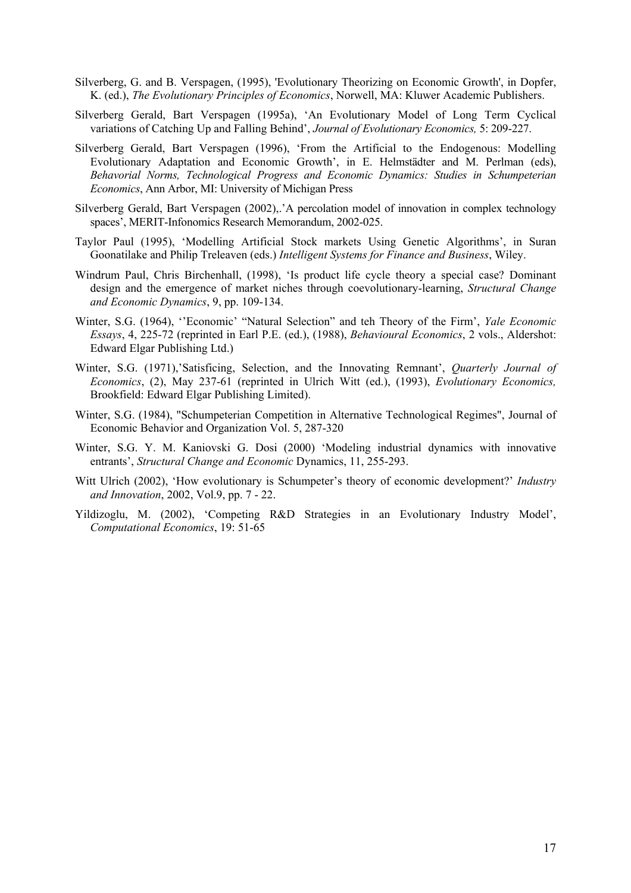Silverberg, G. and B. Verspagen, (1995), 'Evolutionary Theorizing on Economic Growth', in Dopfer, K. (ed.), *The Evolutionary Principles of Economics*, Norwell, MA: Kluwer Academic Publishers.

Silverberg Gerald, Bart Verspagen (1995a), 'An Evolutionary Model of Long Term Cyclical variations of Catching Up and Falling Behind', *Journal of Evolutionary Economics,* 5: 209-227.

Silverberg Gerald, Bart Verspagen (1996), 'From the Artificial to the Endogenous: Modelling Evolutionary Adaptation and Economic Growth', in E. Helmstädter and M. Perlman (eds), *Behavorial Norms, Technological Progress and Economic Dynamics: Studies in Schumpeterian Economics*, Ann Arbor, MI: University of Michigan Press

Silverberg Gerald, Bart Verspagen (2002),.'A percolation model of innovation in complex technology spaces', MERIT-Infonomics Research Memorandum, 2002-025.

Taylor Paul (1995), 'Modelling Artificial Stock markets Using Genetic Algorithms', in Suran Goonatilake and Philip Treleaven (eds.) *Intelligent Systems for Finance and Business*, Wiley.

Windrum Paul, Chris Birchenhall, (1998), 'Is product life cycle theory a special case? Dominant design and the emergence of market niches through coevolutionary-learning, *Structural Change and Economic Dynamics*, 9, pp. 109-134.

Winter, S.G. (1964), ''Economic' "Natural Selection" and teh Theory of the Firm', *Yale Economic Essays*, 4, 225-72 (reprinted in Earl P.E. (ed.), (1988), *Behavioural Economics*, 2 vols., Aldershot: Edward Elgar Publishing Ltd.)

Winter, S.G. (1971),'Satisficing, Selection, and the Innovating Remnant', *Quarterly Journal of Economics*, (2), May 237-61 (reprinted in Ulrich Witt (ed.), (1993), *Evolutionary Economics,* Brookfield: Edward Elgar Publishing Limited).

Winter, S.G. (1984), "Schumpeterian Competition in Alternative Technological Regimes", Journal of Economic Behavior and Organization Vol. 5, 287-320

Winter, S.G. Y. M. Kaniovski G. Dosi (2000) 'Modeling industrial dynamics with innovative entrants', *Structural Change and Economic* Dynamics, 11, 255-293.

Witt Ulrich (2002), 'How evolutionary is Schumpeter's theory of economic development?' *Industry and Innovation*, 2002, Vol.9, pp. 7 - 22.

Yildizoglu, M. (2002), 'Competing R&D Strategies in an Evolutionary Industry Model', *Computational Economics*, 19: 51-65